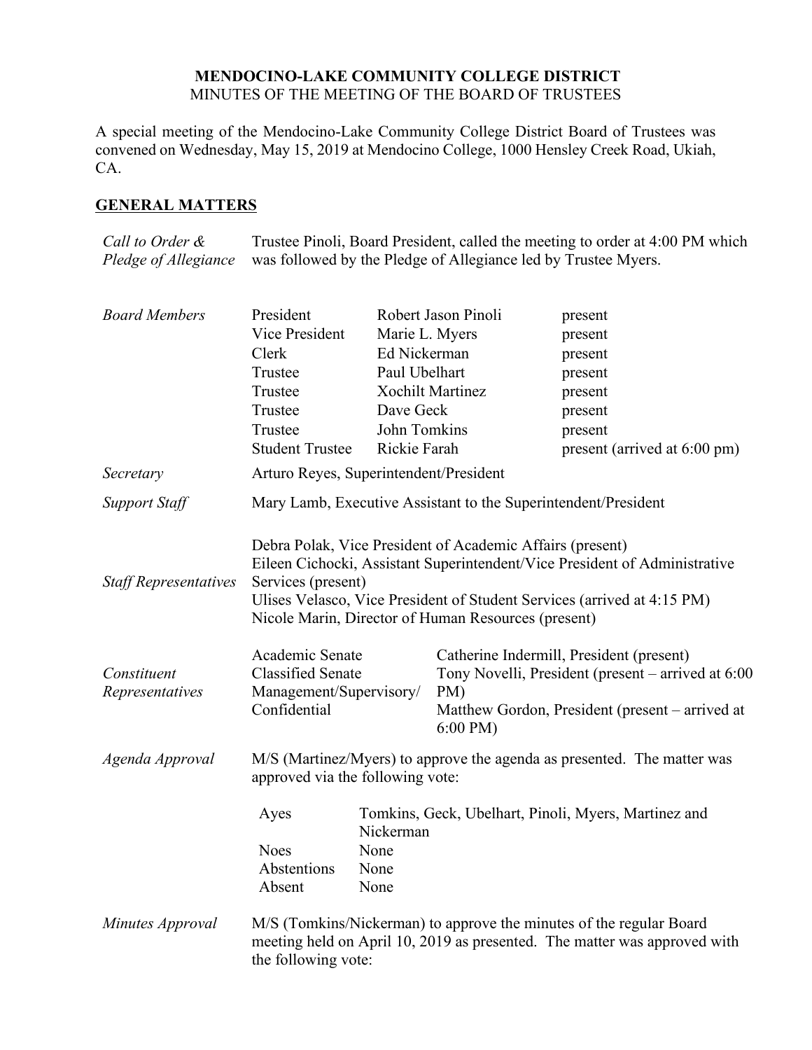**MENDOCINO-LAKE COMMUNITY COLLEGE DISTRICT**
MINUTES OF THE MEETING OF THE BOARD OF TRUSTEES

A special meeting of the Mendocino-Lake Community College District Board of Trustees was convened on Wednesday, May 15, 2019 at Mendocino College, 1000 Hensley Creek Road, Ukiah, CA.

## GENERAL MATTERS

*Call to Order & Pledge of Allegiance*

Trustee Pinoli, Board President, called the meeting to order at 4:00 PM which was followed by the Pledge of Allegiance led by Trustee Myers.

*Board Members*

| | | |
|---|---|---|
| President | Robert Jason Pinoli | present |
| Vice President | Marie L. Myers | present |
| Clerk | Ed Nickerman | present |
| Trustee | Paul Ubelhart | present |
| Trustee | Xochilt Martinez | present |
| Trustee | Dave Geck | present |
| Trustee | John Tomkins | present |
| Student Trustee | Rickie Farah | present (arrived at 6:00 pm) |

*Secretary*

Arturo Reyes, Superintendent/President

*Support Staff*

Mary Lamb, Executive Assistant to the Superintendent/President

*Staff Representatives*

Debra Polak, Vice President of Academic Affairs (present)
Eileen Cichocki, Assistant Superintendent/Vice President of Administrative Services (present)
Ulises Velasco, Vice President of Student Services (arrived at 4:15 PM)
Nicole Marin, Director of Human Resources (present)

*Constituent Representatives*

| | |
|---|---|
| Academic Senate | Catherine Indermill, President (present) |
| Classified Senate | Tony Novelli, President (present – arrived at 6:00 PM) |
| Management/Supervisory/ Confidential | Matthew Gordon, President (present – arrived at 6:00 PM) |

*Agenda Approval*

M/S (Martinez/Myers) to approve the agenda as presented. The matter was approved via the following vote:

| | |
|---|---|
| Ayes | Tomkins, Geck, Ubelhart, Pinoli, Myers, Martinez and Nickerman |
| Noes | None |
| Abstentions | None |
| Absent | None |

*Minutes Approval*

M/S (Tomkins/Nickerman) to approve the minutes of the regular Board meeting held on April 10, 2019 as presented. The matter was approved with the following vote: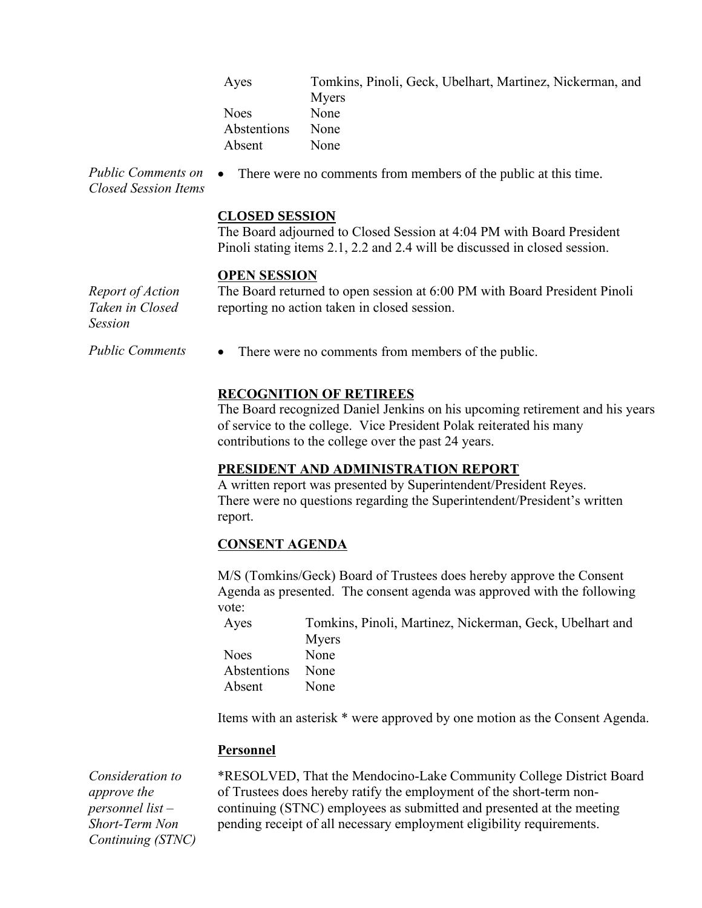| | |
|---|---|
| Ayes | Tomkins, Pinoli, Geck, Ubelhart, Martinez, Nickerman, and Myers |
| Noes | None |
| Abstentions | None |
| Absent | None |

*Public Comments on Closed Session Items*

- There were no comments from members of the public at this time.

**CLOSED SESSION**

The Board adjourned to Closed Session at 4:04 PM with Board President Pinoli stating items 2.1, 2.2 and 2.4 will be discussed in closed session.

**OPEN SESSION**

*Report of Action Taken in Closed Session*

The Board returned to open session at 6:00 PM with Board President Pinoli reporting no action taken in closed session.

*Public Comments*

- There were no comments from members of the public.

**RECOGNITION OF RETIREES**

The Board recognized Daniel Jenkins on his upcoming retirement and his years of service to the college. Vice President Polak reiterated his many contributions to the college over the past 24 years.

**PRESIDENT AND ADMINISTRATION REPORT**

A written report was presented by Superintendent/President Reyes. There were no questions regarding the Superintendent/President's written report.

**CONSENT AGENDA**

M/S (Tomkins/Geck) Board of Trustees does hereby approve the Consent Agenda as presented. The consent agenda was approved with the following vote:

| | |
|---|---|
| Ayes | Tomkins, Pinoli, Martinez, Nickerman, Geck, Ubelhart and Myers |
| Noes | None |
| Abstentions | None |
| Absent | None |

Items with an asterisk * were approved by one motion as the Consent Agenda.

**Personnel**

*Consideration to approve the personnel list – Short-Term Non Continuing (STNC)*

*RESOLVED, That the Mendocino-Lake Community College District Board of Trustees does hereby ratify the employment of the short-term non-continuing (STNC) employees as submitted and presented at the meeting pending receipt of all necessary employment eligibility requirements.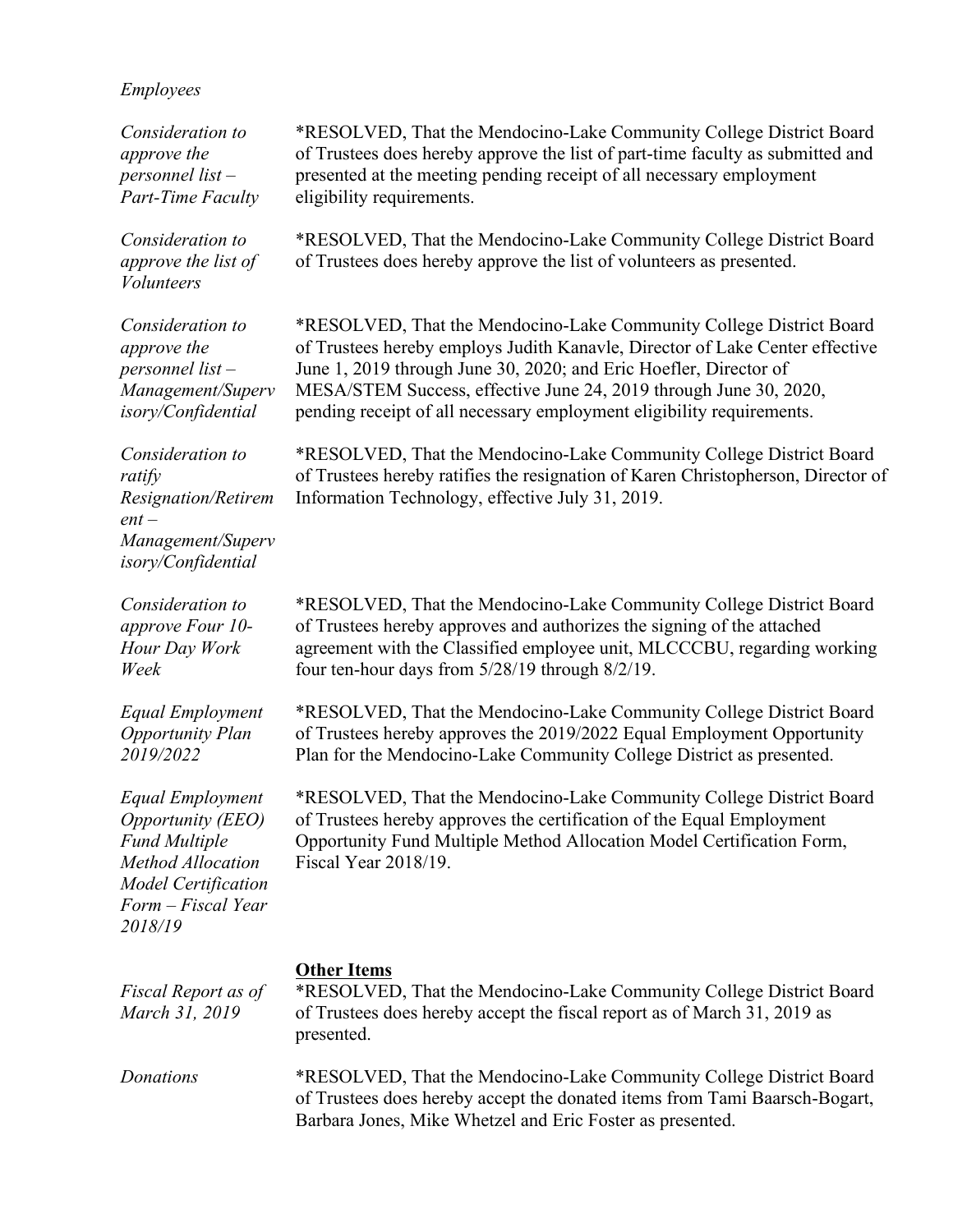*Employees*

*Consideration to approve the personnel list – Part-Time Faculty*

*RESOLVED, That the Mendocino-Lake Community College District Board of Trustees does hereby approve the list of part-time faculty as submitted and presented at the meeting pending receipt of all necessary employment eligibility requirements.

*Consideration to approve the list of Volunteers*

*RESOLVED, That the Mendocino-Lake Community College District Board of Trustees does hereby approve the list of volunteers as presented.

*Consideration to approve the personnel list – Management/Supervisory/Confidential*

*RESOLVED, That the Mendocino-Lake Community College District Board of Trustees hereby employs Judith Kanavle, Director of Lake Center effective June 1, 2019 through June 30, 2020; and Eric Hoefler, Director of MESA/STEM Success, effective June 24, 2019 through June 30, 2020, pending receipt of all necessary employment eligibility requirements.

*Consideration to ratify Resignation/Retirement – Management/Supervisory/Confidential*

*RESOLVED, That the Mendocino-Lake Community College District Board of Trustees hereby ratifies the resignation of Karen Christopherson, Director of Information Technology, effective July 31, 2019.

*Consideration to approve Four 10-Hour Day Work Week*

*RESOLVED, That the Mendocino-Lake Community College District Board of Trustees hereby approves and authorizes the signing of the attached agreement with the Classified employee unit, MLCCCBU, regarding working four ten-hour days from 5/28/19 through 8/2/19.

*Equal Employment Opportunity Plan 2019/2022*

*RESOLVED, That the Mendocino-Lake Community College District Board of Trustees hereby approves the 2019/2022 Equal Employment Opportunity Plan for the Mendocino-Lake Community College District as presented.

*Equal Employment Opportunity (EEO) Fund Multiple Method Allocation Model Certification Form – Fiscal Year 2018/19*

*RESOLVED, That the Mendocino-Lake Community College District Board of Trustees hereby approves the certification of the Equal Employment Opportunity Fund Multiple Method Allocation Model Certification Form, Fiscal Year 2018/19.

**Other Items**

*Fiscal Report as of March 31, 2019*

*RESOLVED, That the Mendocino-Lake Community College District Board of Trustees does hereby accept the fiscal report as of March 31, 2019 as presented.

*Donations*

*RESOLVED, That the Mendocino-Lake Community College District Board of Trustees does hereby accept the donated items from Tami Baarsch-Bogart, Barbara Jones, Mike Whetzel and Eric Foster as presented.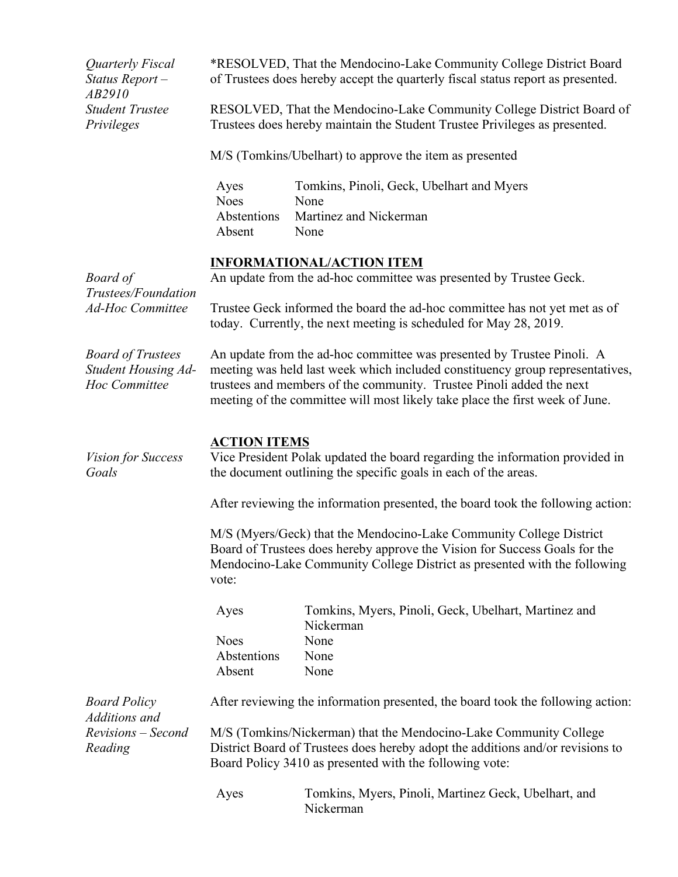*Quarterly Fiscal Status Report – AB2910*

*RESOLVED, That the Mendocino-Lake Community College District Board of Trustees does hereby accept the quarterly fiscal status report as presented.

*Student Trustee Privileges*

RESOLVED, That the Mendocino-Lake Community College District Board of Trustees does hereby maintain the Student Trustee Privileges as presented.

M/S (Tomkins/Ubelhart) to approve the item as presented

| | |
|---|---|
| Ayes | Tomkins, Pinoli, Geck, Ubelhart and Myers |
| Noes | None |
| Abstentions | Martinez and Nickerman |
| Absent | None |

## INFORMATIONAL/ACTION ITEM

*Board of Trustees/Foundation Ad-Hoc Committee*

An update from the ad-hoc committee was presented by Trustee Geck.

Trustee Geck informed the board the ad-hoc committee has not yet met as of today. Currently, the next meeting is scheduled for May 28, 2019.

*Board of Trustees Student Housing Ad-Hoc Committee*

An update from the ad-hoc committee was presented by Trustee Pinoli. A meeting was held last week which included constituency group representatives, trustees and members of the community. Trustee Pinoli added the next meeting of the committee will most likely take place the first week of June.

## ACTION ITEMS

*Vision for Success Goals*

Vice President Polak updated the board regarding the information provided in the document outlining the specific goals in each of the areas.

After reviewing the information presented, the board took the following action:

M/S (Myers/Geck) that the Mendocino-Lake Community College District Board of Trustees does hereby approve the Vision for Success Goals for the Mendocino-Lake Community College District as presented with the following vote:

| | |
|---|---|
| Ayes | Tomkins, Myers, Pinoli, Geck, Ubelhart, Martinez and Nickerman |
| Noes | None |
| Abstentions | None |
| Absent | None |

*Board Policy Additions and Revisions – Second Reading*

After reviewing the information presented, the board took the following action:

M/S (Tomkins/Nickerman) that the Mendocino-Lake Community College District Board of Trustees does hereby adopt the additions and/or revisions to Board Policy 3410 as presented with the following vote:

| | |
|---|---|
| Ayes | Tomkins, Myers, Pinoli, Martinez Geck, Ubelhart, and Nickerman |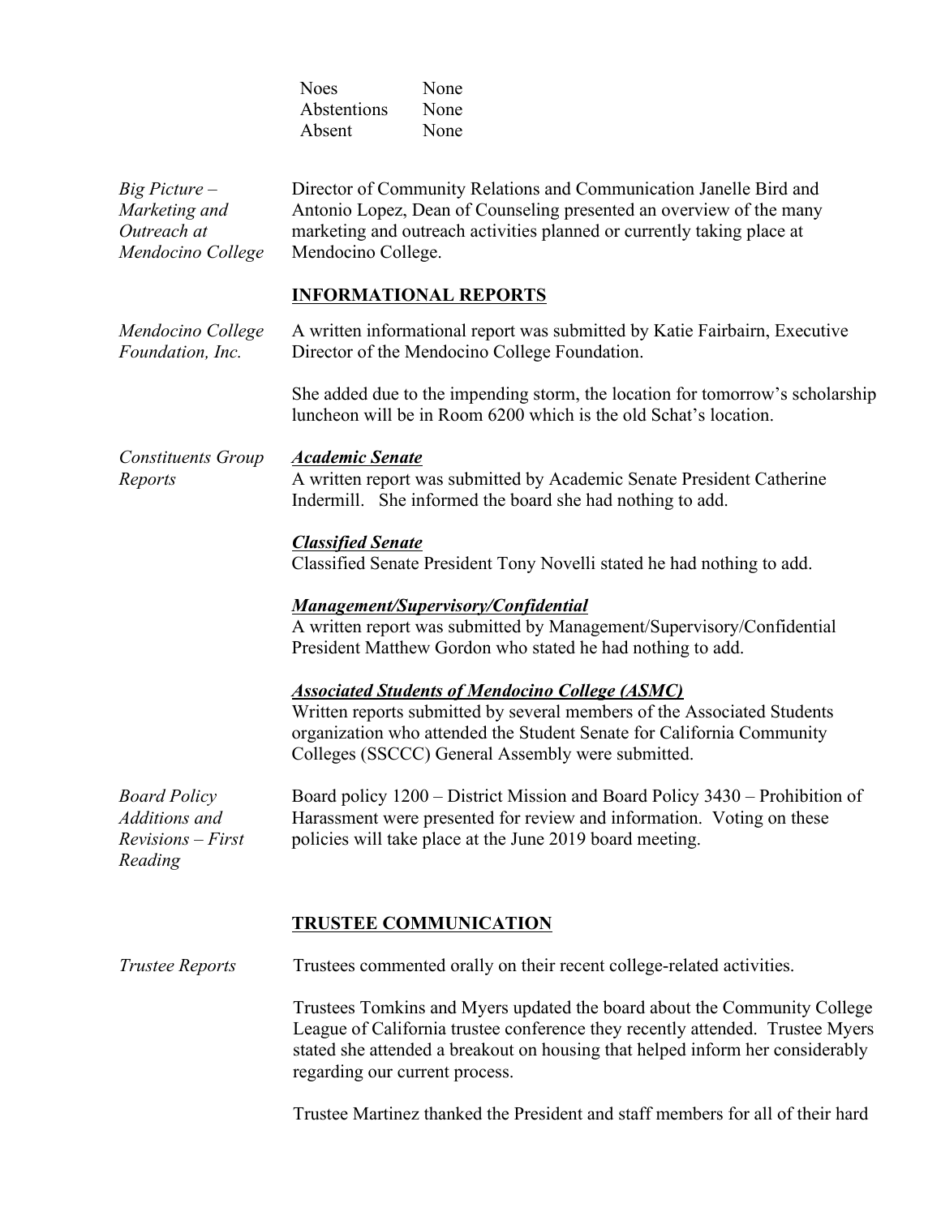Noes None
Abstentions None
Absent None

*Big Picture – Marketing and Outreach at Mendocino College*

Director of Community Relations and Communication Janelle Bird and Antonio Lopez, Dean of Counseling presented an overview of the many marketing and outreach activities planned or currently taking place at Mendocino College.

## INFORMATIONAL REPORTS

*Mendocino College Foundation, Inc.*

A written informational report was submitted by Katie Fairbairn, Executive Director of the Mendocino College Foundation.

She added due to the impending storm, the location for tomorrow's scholarship luncheon will be in Room 6200 which is the old Schat's location.

*Constituents Group Reports*

***Academic Senate***
A written report was submitted by Academic Senate President Catherine Indermill. She informed the board she had nothing to add.

***Classified Senate***
Classified Senate President Tony Novelli stated he had nothing to add.

***Management/Supervisory/Confidential***
A written report was submitted by Management/Supervisory/Confidential President Matthew Gordon who stated he had nothing to add.

***Associated Students of Mendocino College (ASMC)***
Written reports submitted by several members of the Associated Students organization who attended the Student Senate for California Community Colleges (SSCCC) General Assembly were submitted.

*Board Policy Additions and Revisions – First Reading*

Board policy 1200 – District Mission and Board Policy 3430 – Prohibition of Harassment were presented for review and information. Voting on these policies will take place at the June 2019 board meeting.

## TRUSTEE COMMUNICATION

*Trustee Reports*

Trustees commented orally on their recent college-related activities.

Trustees Tomkins and Myers updated the board about the Community College League of California trustee conference they recently attended. Trustee Myers stated she attended a breakout on housing that helped inform her considerably regarding our current process.

Trustee Martinez thanked the President and staff members for all of their hard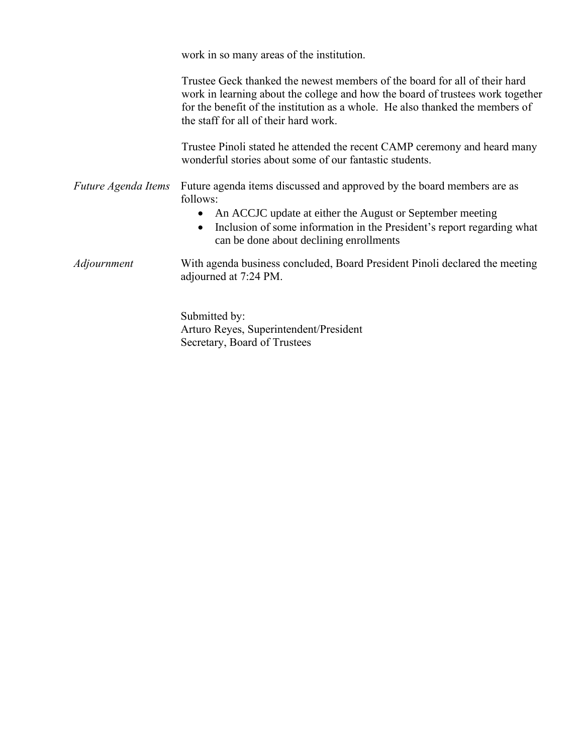work in so many areas of the institution.

Trustee Geck thanked the newest members of the board for all of their hard work in learning about the college and how the board of trustees work together for the benefit of the institution as a whole. He also thanked the members of the staff for all of their hard work.

Trustee Pinoli stated he attended the recent CAMP ceremony and heard many wonderful stories about some of our fantastic students.

*Future Agenda Items*

Future agenda items discussed and approved by the board members are as follows:

- An ACCJC update at either the August or September meeting
- Inclusion of some information in the President's report regarding what can be done about declining enrollments

*Adjournment*

With agenda business concluded, Board President Pinoli declared the meeting adjourned at 7:24 PM.

Submitted by:
Arturo Reyes, Superintendent/President
Secretary, Board of Trustees